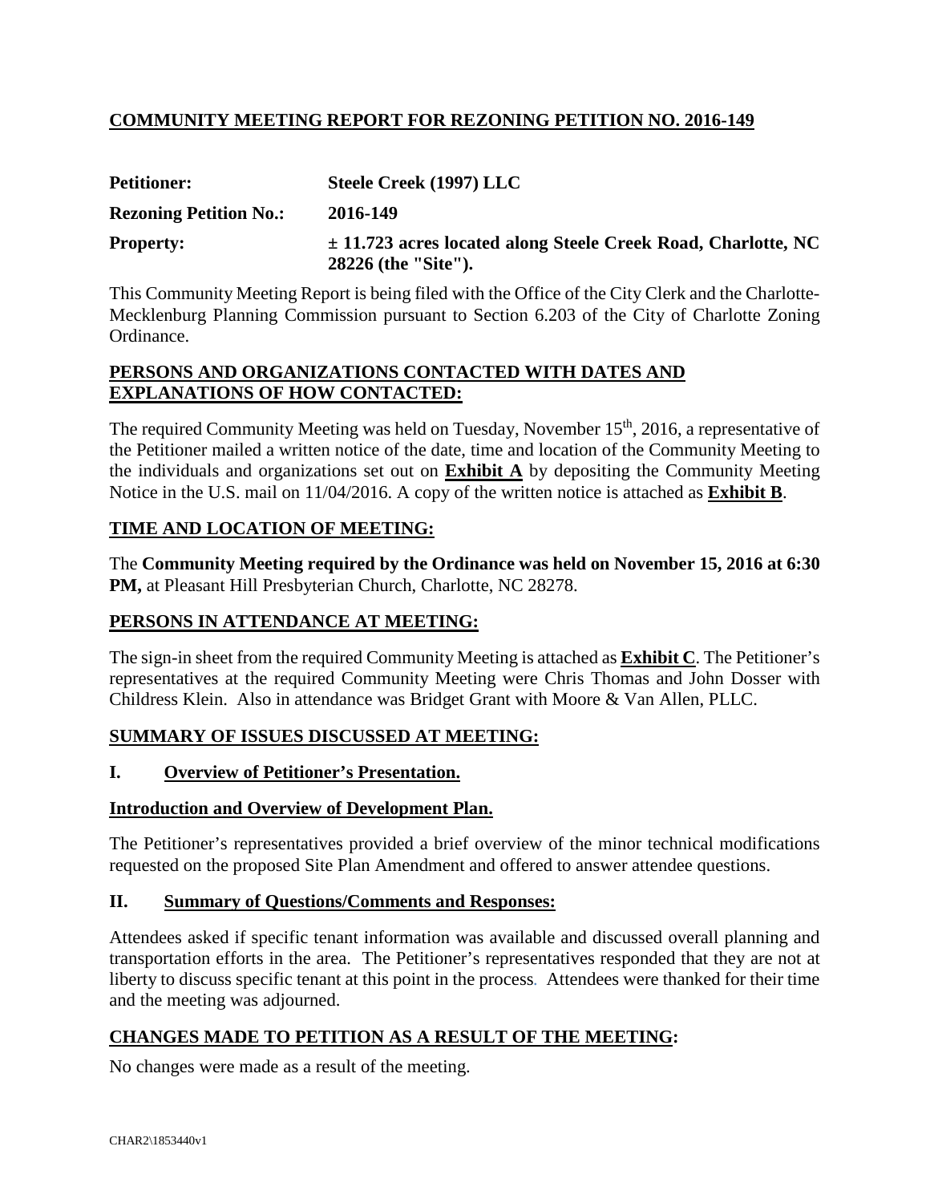# COMMUNITY MEETING REPORT FOR REZONING PETITION NO. 2016-149

**Petitioner:** **Steele Creek (1997) LLC**

**Rezoning Petition No.:** **2016-149**

**Property:** **± 11.723 acres located along Steele Creek Road, Charlotte, NC 28226 (the "Site").**

This Community Meeting Report is being filed with the Office of the City Clerk and the Charlotte-Mecklenburg Planning Commission pursuant to Section 6.203 of the City of Charlotte Zoning Ordinance.

## PERSONS AND ORGANIZATIONS CONTACTED WITH DATES AND EXPLANATIONS OF HOW CONTACTED:

The required Community Meeting was held on Tuesday, November 15th, 2016, a representative of the Petitioner mailed a written notice of the date, time and location of the Community Meeting to the individuals and organizations set out on **Exhibit A** by depositing the Community Meeting Notice in the U.S. mail on 11/04/2016. A copy of the written notice is attached as **Exhibit B**.

## TIME AND LOCATION OF MEETING:

The **Community Meeting required by the Ordinance was held on November 15, 2016 at 6:30 PM,** at Pleasant Hill Presbyterian Church, Charlotte, NC 28278.

## PERSONS IN ATTENDANCE AT MEETING:

The sign-in sheet from the required Community Meeting is attached as **Exhibit C**. The Petitioner's representatives at the required Community Meeting were Chris Thomas and John Dosser with Childress Klein. Also in attendance was Bridget Grant with Moore & Van Allen, PLLC.

## SUMMARY OF ISSUES DISCUSSED AT MEETING:

### I. Overview of Petitioner's Presentation.

**Introduction and Overview of Development Plan.**

The Petitioner's representatives provided a brief overview of the minor technical modifications requested on the proposed Site Plan Amendment and offered to answer attendee questions.

### II. Summary of Questions/Comments and Responses:

Attendees asked if specific tenant information was available and discussed overall planning and transportation efforts in the area. The Petitioner's representatives responded that they are not at liberty to discuss specific tenant at this point in the process. Attendees were thanked for their time and the meeting was adjourned.

## CHANGES MADE TO PETITION AS A RESULT OF THE MEETING:

No changes were made as a result of the meeting.

CHAR2\1853440v1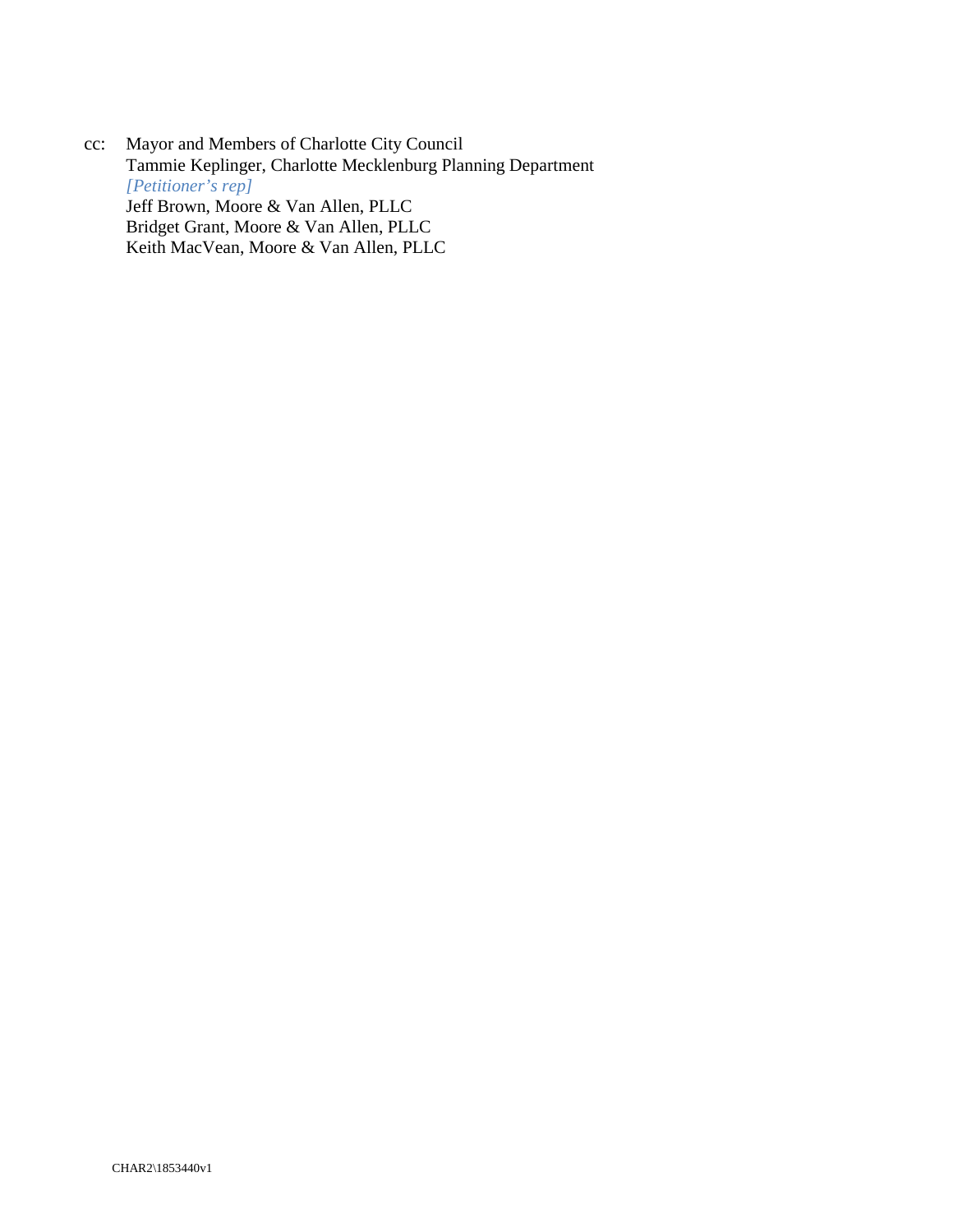cc: Mayor and Members of Charlotte City Council
Tammie Keplinger, Charlotte Mecklenburg Planning Department
*[Petitioner's rep]*
Jeff Brown, Moore & Van Allen, PLLC
Bridget Grant, Moore & Van Allen, PLLC
Keith MacVean, Moore & Van Allen, PLLC

CHAR2\1853440v1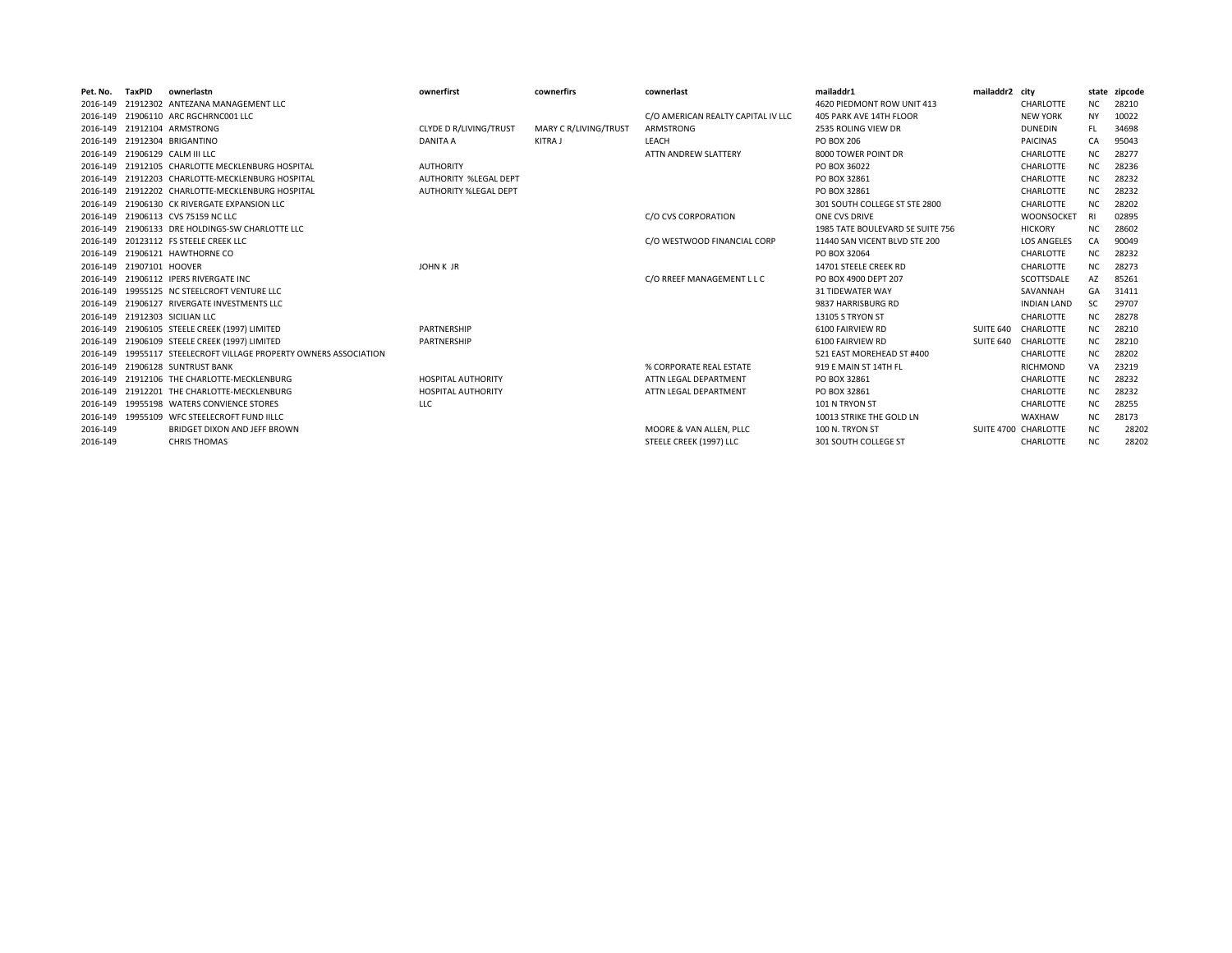| Pet. No. | TaxPID | ownerlastn | ownerfirst | cownerfirs | cownerlast | mailaddr1 | mailaddr2 | city | state | zipcode |
|---|---|---|---|---|---|---|---|---|---|---|
| 2016-149 | 21912302 | ANTEZANA MANAGEMENT LLC | | | | 4620 PIEDMONT ROW UNIT 413 | | CHARLOTTE | NC | 28210 |
| 2016-149 | 21906110 | ARC RGCHRNC001 LLC | | | C/O AMERICAN REALTY CAPITAL IV LLC | 405 PARK AVE 14TH FLOOR | | NEW YORK | NY | 10022 |
| 2016-149 | 21912104 | ARMSTRONG | CLYDE D R/LIVING/TRUST | MARY C R/LIVING/TRUST | ARMSTRONG | 2535 ROLING VIEW DR | | DUNEDIN | FL | 34698 |
| 2016-149 | 21912304 | BRIGANTINO | DANITA A | KITRA J | LEACH | PO BOX 206 | | PAICINAS | CA | 95043 |
| 2016-149 | 21906129 | CALM III LLC | | | ATTN ANDREW SLATTERY | 8000 TOWER POINT DR | | CHARLOTTE | NC | 28277 |
| 2016-149 | 21912105 | CHARLOTTE MECKLENBURG HOSPITAL | AUTHORITY | | | PO BOX 36022 | | CHARLOTTE | NC | 28236 |
| 2016-149 | 21912203 | CHARLOTTE-MECKLENBURG HOSPITAL | AUTHORITY %LEGAL DEPT | | | PO BOX 32861 | | CHARLOTTE | NC | 28232 |
| 2016-149 | 21912202 | CHARLOTTE-MECKLENBURG HOSPITAL | AUTHORITY %LEGAL DEPT | | | PO BOX 32861 | | CHARLOTTE | NC | 28232 |
| 2016-149 | 21906130 | CK RIVERGATE EXPANSION LLC | | | | 301 SOUTH COLLEGE ST STE 2800 | | CHARLOTTE | NC | 28202 |
| 2016-149 | 21906113 | CVS 75159 NC LLC | | | C/O CVS CORPORATION | ONE CVS DRIVE | | WOONSOCKET | RI | 02895 |
| 2016-149 | 21906133 | DRE HOLDINGS-SW CHARLOTTE LLC | | | | 1985 TATE BOULEVARD SE SUITE 756 | | HICKORY | NC | 28602 |
| 2016-149 | 20123112 | FS STEELE CREEK LLC | | | C/O WESTWOOD FINANCIAL CORP | 11440 SAN VICENT BLVD STE 200 | | LOS ANGELES | CA | 90049 |
| 2016-149 | 21906121 | HAWTHORNE CO | | | | PO BOX 32064 | | CHARLOTTE | NC | 28232 |
| 2016-149 | 21907101 | HOOVER | JOHN K JR | | | 14701 STEELE CREEK RD | | CHARLOTTE | NC | 28273 |
| 2016-149 | 21906112 | IPERS RIVERGATE INC | | | C/O RREEF MANAGEMENT L L C | PO BOX 4900 DEPT 207 | | SCOTTSDALE | AZ | 85261 |
| 2016-149 | 19955125 | NC STEELCROFT VENTURE LLC | | | | 31 TIDEWATER WAY | | SAVANNAH | GA | 31411 |
| 2016-149 | 21906127 | RIVERGATE INVESTMENTS LLC | | | | 9837 HARRISBURG RD | | INDIAN LAND | SC | 29707 |
| 2016-149 | 21912303 | SICILIAN LLC | | | | 13105 S TRYON ST | | CHARLOTTE | NC | 28278 |
| 2016-149 | 21906105 | STEELE CREEK (1997) LIMITED | PARTNERSHIP | | | 6100 FAIRVIEW RD | SUITE 640 | CHARLOTTE | NC | 28210 |
| 2016-149 | 21906109 | STEELE CREEK (1997) LIMITED | PARTNERSHIP | | | 6100 FAIRVIEW RD | SUITE 640 | CHARLOTTE | NC | 28210 |
| 2016-149 | 19955117 | STEELECROFT VILLAGE PROPERTY OWNERS ASSOCIATION | | | | 521 EAST MOREHEAD ST #400 | | CHARLOTTE | NC | 28202 |
| 2016-149 | 21906128 | SUNTRUST BANK | | | % CORPORATE REAL ESTATE | 919 E MAIN ST 14TH FL | | RICHMOND | VA | 23219 |
| 2016-149 | 21912106 | THE CHARLOTTE-MECKLENBURG | HOSPITAL AUTHORITY | | ATTN LEGAL DEPARTMENT | PO BOX 32861 | | CHARLOTTE | NC | 28232 |
| 2016-149 | 21912201 | THE CHARLOTTE-MECKLENBURG | HOSPITAL AUTHORITY | | ATTN LEGAL DEPARTMENT | PO BOX 32861 | | CHARLOTTE | NC | 28232 |
| 2016-149 | 19955198 | WATERS CONVIENCE STORES | LLC | | | 101 N TRYON ST | | CHARLOTTE | NC | 28255 |
| 2016-149 | 19955109 | WFC STEELECROFT FUND IILLC | | | | 10013 STRIKE THE GOLD LN | | WAXHAW | NC | 28173 |
| 2016-149 | | BRIDGET DIXON AND JEFF BROWN | | | MOORE & VAN ALLEN, PLLC | 100 N. TRYON ST | SUITE 4700 | CHARLOTTE | NC | 28202 |
| 2016-149 | | CHRIS THOMAS | | | STEELE CREEK (1997) LLC | 301 SOUTH COLLEGE ST | | CHARLOTTE | NC | 28202 |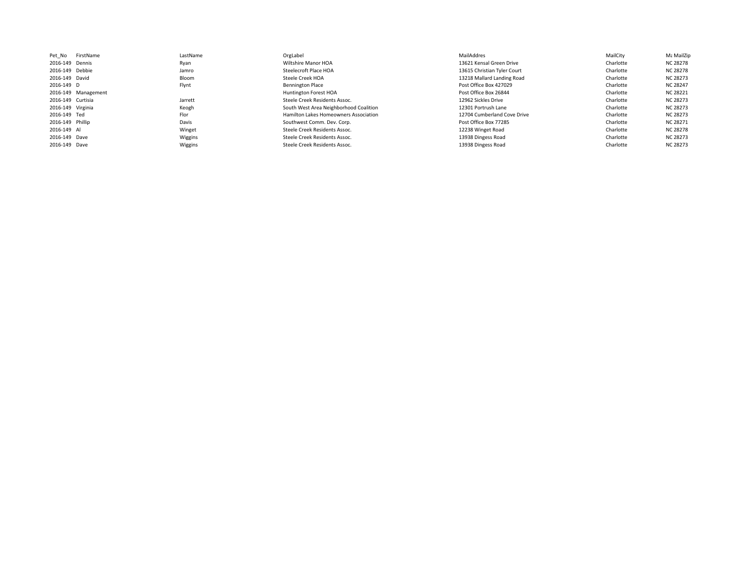| Pet_No | FirstName | LastName | OrgLabel | MailAddres | MailCity | M: MailZip |
|---|---|---|---|---|---|---|
| 2016-149 | Dennis | Ryan | Wiltshire Manor HOA | 13621 Kensal Green Drive | Charlotte | NC 28278 |
| 2016-149 | Debbie | Jamro | Steelecroft Place HOA | 13615 Christian Tyler Court | Charlotte | NC 28278 |
| 2016-149 | David | Bloom | Steele Creek HOA | 13218 Mallard Landing Road | Charlotte | NC 28273 |
| 2016-149 | D | Flynt | Bennington Place | Post Office Box 427029 | Charlotte | NC 28247 |
| 2016-149 | Management | | Huntington Forest HOA | Post Office Box 26844 | Charlotte | NC 28221 |
| 2016-149 | Curtisia | Jarrett | Steele Creek Residents Assoc. | 12962 Sickles Drive | Charlotte | NC 28273 |
| 2016-149 | Virginia | Keogh | South West Area Neighborhood Coalition | 12301 Portrush Lane | Charlotte | NC 28273 |
| 2016-149 | Ted | Flor | Hamilton Lakes Homeowners Association | 12704 Cumberland Cove Drive | Charlotte | NC 28273 |
| 2016-149 | Phillip | Davis | Southwest Comm. Dev. Corp. | Post Office Box 77285 | Charlotte | NC 28271 |
| 2016-149 | Al | Winget | Steele Creek Residents Assoc. | 12238 Winget Road | Charlotte | NC 28278 |
| 2016-149 | Dave | Wiggins | Steele Creek Residents Assoc. | 13938 Dingess Road | Charlotte | NC 28273 |
| 2016-149 | Dave | Wiggins | Steele Creek Residents Assoc. | 13938 Dingess Road | Charlotte | NC 28273 |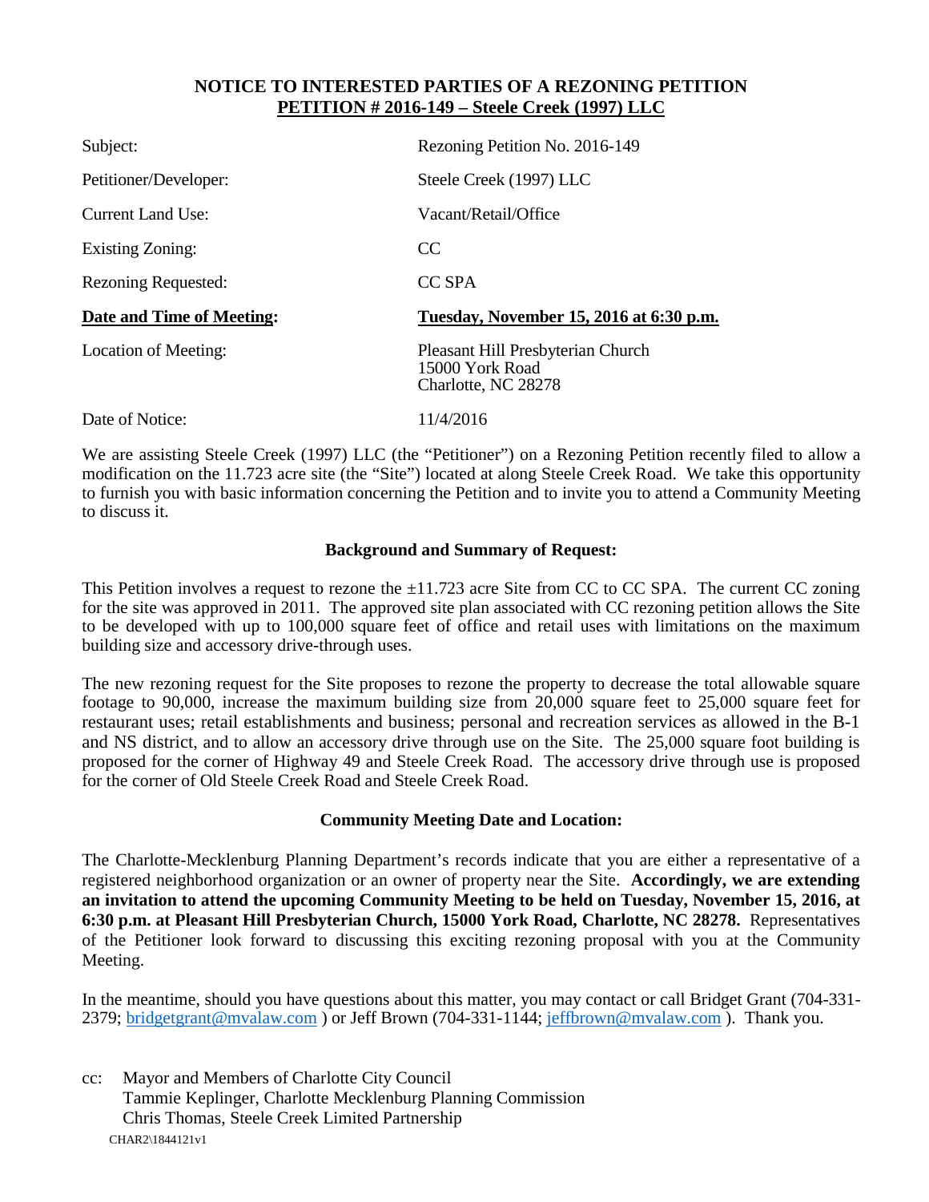## NOTICE TO INTERESTED PARTIES OF A REZONING PETITION
## PETITION # 2016-149 – Steele Creek (1997) LLC

| | |
|---|---|
| Subject: | Rezoning Petition No. 2016-149 |
| Petitioner/Developer: | Steele Creek (1997) LLC |
| Current Land Use: | Vacant/Retail/Office |
| Existing Zoning: | CC |
| Rezoning Requested: | CC SPA |
| **Date and Time of Meeting:** | **Tuesday, November 15, 2016 at 6:30 p.m.** |
| Location of Meeting: | Pleasant Hill Presbyterian Church<br>15000 York Road<br>Charlotte, NC 28278 |
| Date of Notice: | 11/4/2016 |

We are assisting Steele Creek (1997) LLC (the "Petitioner") on a Rezoning Petition recently filed to allow a modification on the 11.723 acre site (the "Site") located at along Steele Creek Road. We take this opportunity to furnish you with basic information concerning the Petition and to invite you to attend a Community Meeting to discuss it.

### Background and Summary of Request:

This Petition involves a request to rezone the ±11.723 acre Site from CC to CC SPA. The current CC zoning for the site was approved in 2011. The approved site plan associated with CC rezoning petition allows the Site to be developed with up to 100,000 square feet of office and retail uses with limitations on the maximum building size and accessory drive-through uses.

The new rezoning request for the Site proposes to rezone the property to decrease the total allowable square footage to 90,000, increase the maximum building size from 20,000 square feet to 25,000 square feet for restaurant uses; retail establishments and business; personal and recreation services as allowed in the B-1 and NS district, and to allow an accessory drive through use on the Site. The 25,000 square foot building is proposed for the corner of Highway 49 and Steele Creek Road. The accessory drive through use is proposed for the corner of Old Steele Creek Road and Steele Creek Road.

### Community Meeting Date and Location:

The Charlotte-Mecklenburg Planning Department's records indicate that you are either a representative of a registered neighborhood organization or an owner of property near the Site. **Accordingly, we are extending an invitation to attend the upcoming Community Meeting to be held on Tuesday, November 15, 2016, at 6:30 p.m. at Pleasant Hill Presbyterian Church, 15000 York Road, Charlotte, NC 28278.** Representatives of the Petitioner look forward to discussing this exciting rezoning proposal with you at the Community Meeting.

In the meantime, should you have questions about this matter, you may contact or call Bridget Grant (704-331-2379; bridgetgrant@mvalaw.com ) or Jeff Brown (704-331-1144; jeffbrown@mvalaw.com ). Thank you.

cc: Mayor and Members of Charlotte City Council
Tammie Keplinger, Charlotte Mecklenburg Planning Commission
Chris Thomas, Steele Creek Limited Partnership

CHAR2\1844121v1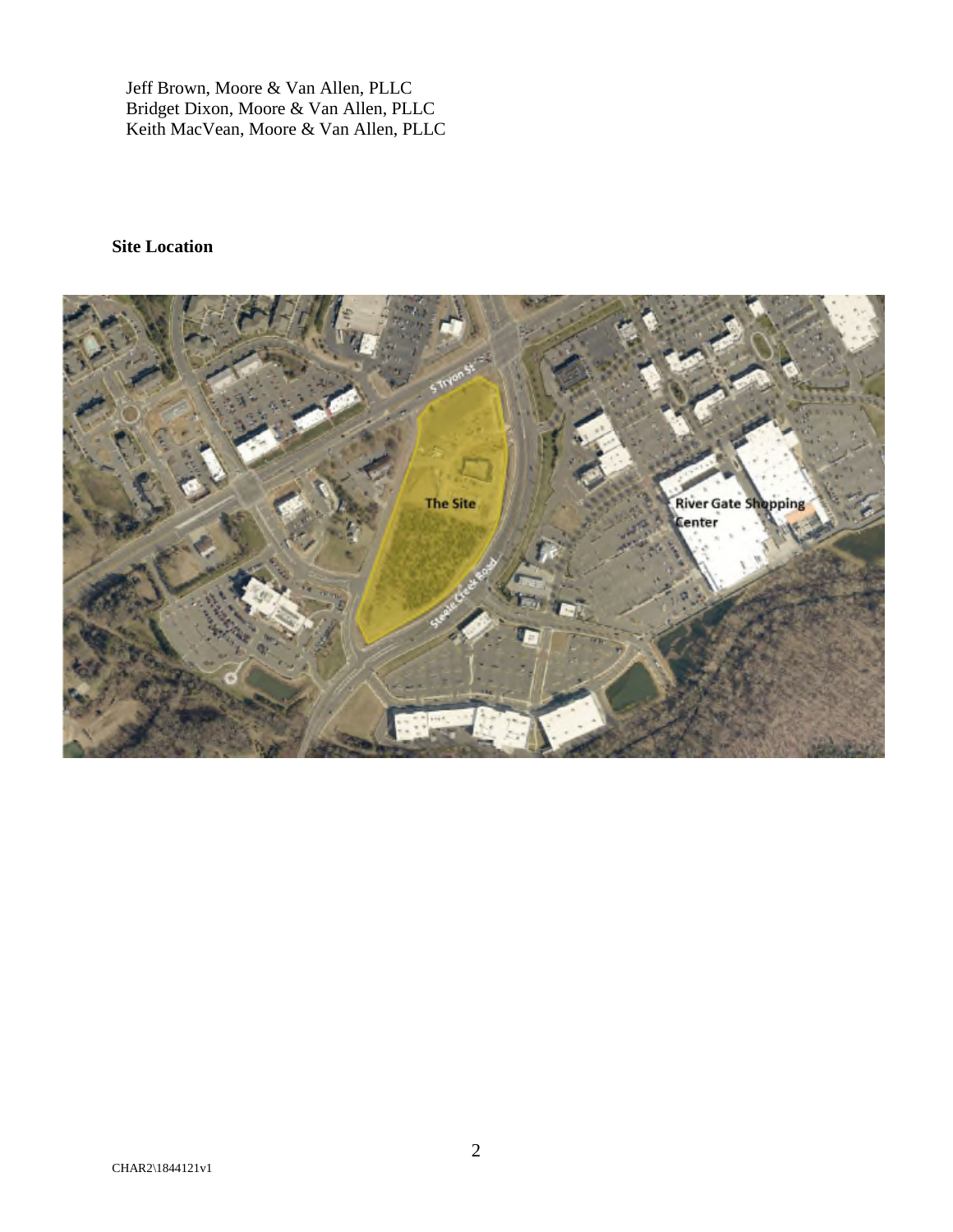Jeff Brown, Moore & Van Allen, PLLC
Bridget Dixon, Moore & Van Allen, PLLC
Keith MacVean, Moore & Van Allen, PLLC

**Site Location**

CHAR2\1844121v1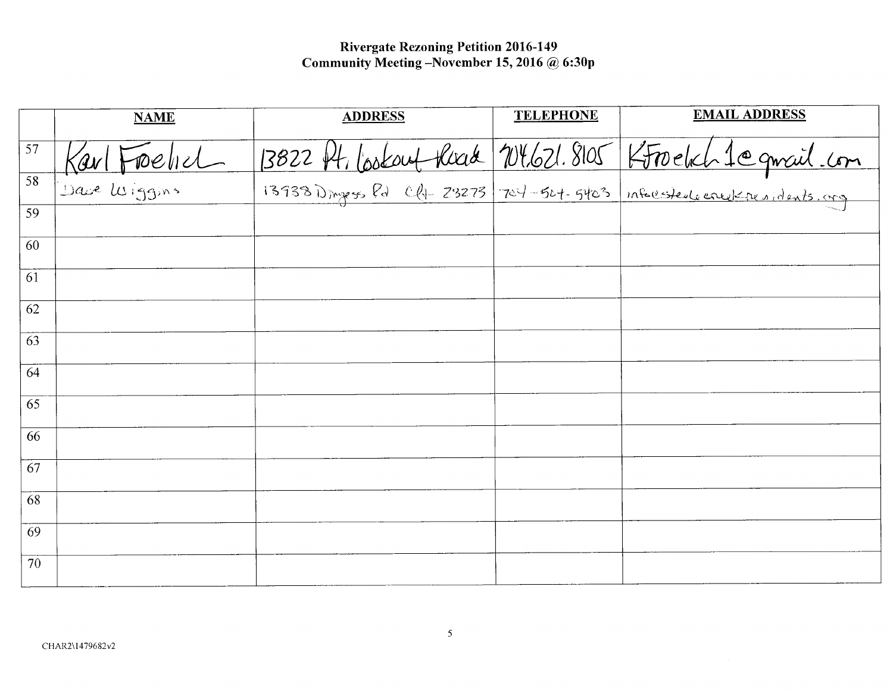**Rivergate Rezoning Petition 2016-149**
**Community Meeting –November 15, 2016 @ 6:30p**

| | NAME | ADDRESS | TELEPHONE | EMAIL ADDRESS |
|---|---|---|---|---|
| 57 | Karl Froelich | 13822 Pt. Lookout Road | 704.621.8105 | KFroelich1@gmail.com |
| 58 | Dave Wiggins | 13938 Dingess Rd Clt 28273 | 704-504-5403 | info@steelecreekresidents.org |
| 59 | | | | |
| 60 | | | | |
| 61 | | | | |
| 62 | | | | |
| 63 | | | | |
| 64 | | | | |
| 65 | | | | |
| 66 | | | | |
| 67 | | | | |
| 68 | | | | |
| 69 | | | | |
| 70 | | | | |

CHAR2\1479682v2